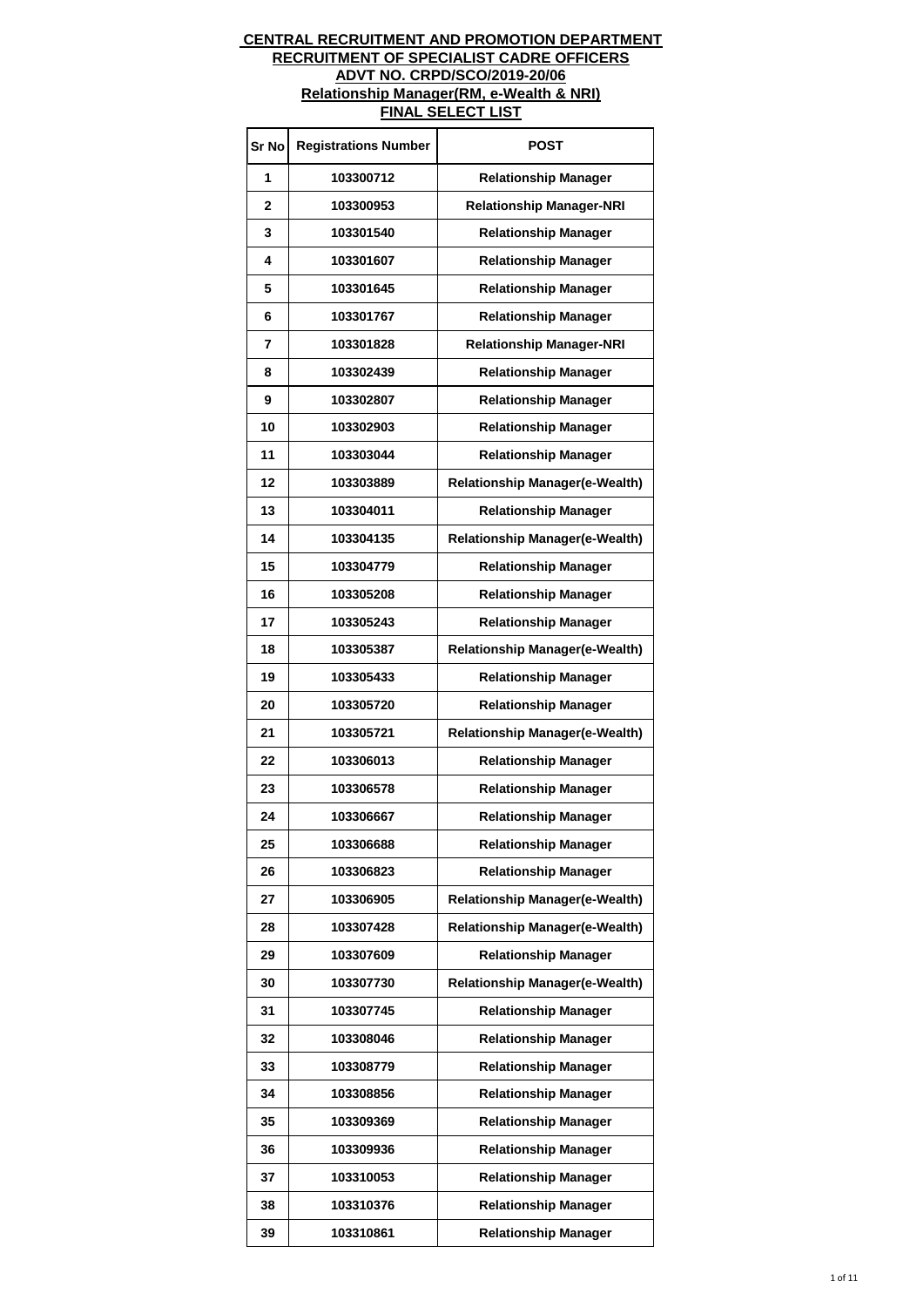**CENTRAL RECRUITMENT AND PROMOTION DEPARTMENT**
**RECRUITMENT OF SPECIALIST CADRE OFFICERS**
**ADVT NO. CRPD/SCO/2019-20/06**
**Relationship Manager(RM, e-Wealth & NRI)**
**FINAL SELECT LIST**

| Sr No | Registrations Number | POST |
|---|---|---|
| 1 | 103300712 | Relationship Manager |
| 2 | 103300953 | Relationship Manager-NRI |
| 3 | 103301540 | Relationship Manager |
| 4 | 103301607 | Relationship Manager |
| 5 | 103301645 | Relationship Manager |
| 6 | 103301767 | Relationship Manager |
| 7 | 103301828 | Relationship Manager-NRI |
| 8 | 103302439 | Relationship Manager |
| 9 | 103302807 | Relationship Manager |
| 10 | 103302903 | Relationship Manager |
| 11 | 103303044 | Relationship Manager |
| 12 | 103303889 | Relationship Manager(e-Wealth) |
| 13 | 103304011 | Relationship Manager |
| 14 | 103304135 | Relationship Manager(e-Wealth) |
| 15 | 103304779 | Relationship Manager |
| 16 | 103305208 | Relationship Manager |
| 17 | 103305243 | Relationship Manager |
| 18 | 103305387 | Relationship Manager(e-Wealth) |
| 19 | 103305433 | Relationship Manager |
| 20 | 103305720 | Relationship Manager |
| 21 | 103305721 | Relationship Manager(e-Wealth) |
| 22 | 103306013 | Relationship Manager |
| 23 | 103306578 | Relationship Manager |
| 24 | 103306667 | Relationship Manager |
| 25 | 103306688 | Relationship Manager |
| 26 | 103306823 | Relationship Manager |
| 27 | 103306905 | Relationship Manager(e-Wealth) |
| 28 | 103307428 | Relationship Manager(e-Wealth) |
| 29 | 103307609 | Relationship Manager |
| 30 | 103307730 | Relationship Manager(e-Wealth) |
| 31 | 103307745 | Relationship Manager |
| 32 | 103308046 | Relationship Manager |
| 33 | 103308779 | Relationship Manager |
| 34 | 103308856 | Relationship Manager |
| 35 | 103309369 | Relationship Manager |
| 36 | 103309936 | Relationship Manager |
| 37 | 103310053 | Relationship Manager |
| 38 | 103310376 | Relationship Manager |
| 39 | 103310861 | Relationship Manager |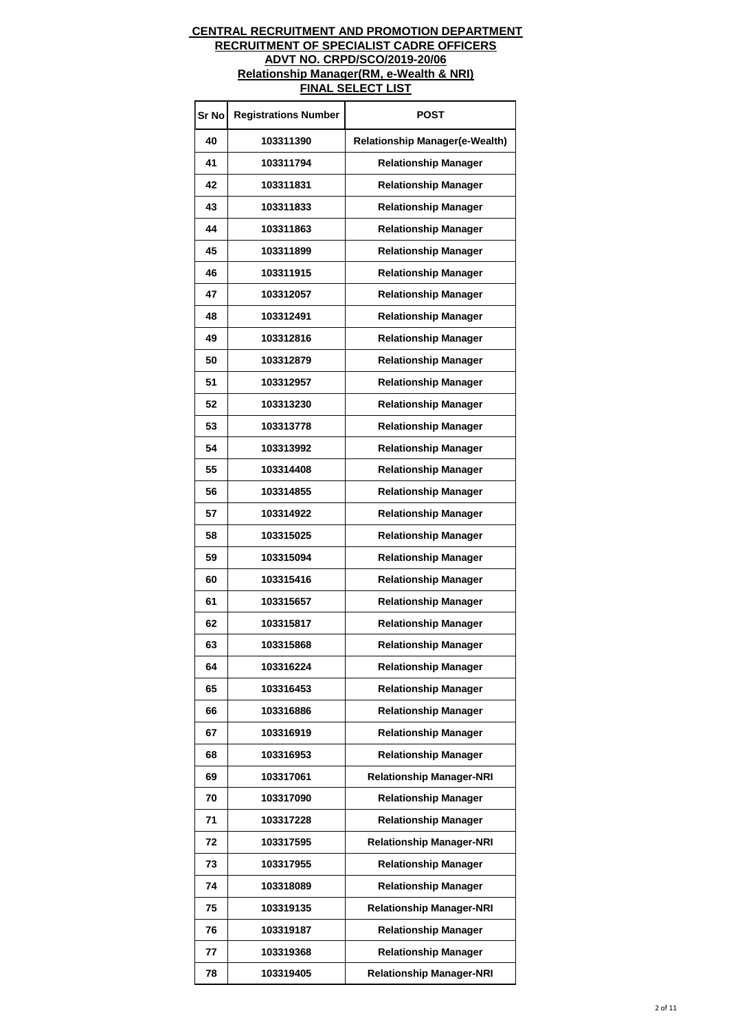**CENTRAL RECRUITMENT AND PROMOTION DEPARTMENT**
**RECRUITMENT OF SPECIALIST CADRE OFFICERS**
**ADVT NO. CRPD/SCO/2019-20/06**
**Relationship Manager(RM, e-Wealth & NRI)**
**FINAL SELECT LIST**

| Sr No | Registrations Number | POST |
|---|---|---|
| 40 | 103311390 | Relationship Manager(e-Wealth) |
| 41 | 103311794 | Relationship Manager |
| 42 | 103311831 | Relationship Manager |
| 43 | 103311833 | Relationship Manager |
| 44 | 103311863 | Relationship Manager |
| 45 | 103311899 | Relationship Manager |
| 46 | 103311915 | Relationship Manager |
| 47 | 103312057 | Relationship Manager |
| 48 | 103312491 | Relationship Manager |
| 49 | 103312816 | Relationship Manager |
| 50 | 103312879 | Relationship Manager |
| 51 | 103312957 | Relationship Manager |
| 52 | 103313230 | Relationship Manager |
| 53 | 103313778 | Relationship Manager |
| 54 | 103313992 | Relationship Manager |
| 55 | 103314408 | Relationship Manager |
| 56 | 103314855 | Relationship Manager |
| 57 | 103314922 | Relationship Manager |
| 58 | 103315025 | Relationship Manager |
| 59 | 103315094 | Relationship Manager |
| 60 | 103315416 | Relationship Manager |
| 61 | 103315657 | Relationship Manager |
| 62 | 103315817 | Relationship Manager |
| 63 | 103315868 | Relationship Manager |
| 64 | 103316224 | Relationship Manager |
| 65 | 103316453 | Relationship Manager |
| 66 | 103316886 | Relationship Manager |
| 67 | 103316919 | Relationship Manager |
| 68 | 103316953 | Relationship Manager |
| 69 | 103317061 | Relationship Manager-NRI |
| 70 | 103317090 | Relationship Manager |
| 71 | 103317228 | Relationship Manager |
| 72 | 103317595 | Relationship Manager-NRI |
| 73 | 103317955 | Relationship Manager |
| 74 | 103318089 | Relationship Manager |
| 75 | 103319135 | Relationship Manager-NRI |
| 76 | 103319187 | Relationship Manager |
| 77 | 103319368 | Relationship Manager |
| 78 | 103319405 | Relationship Manager-NRI |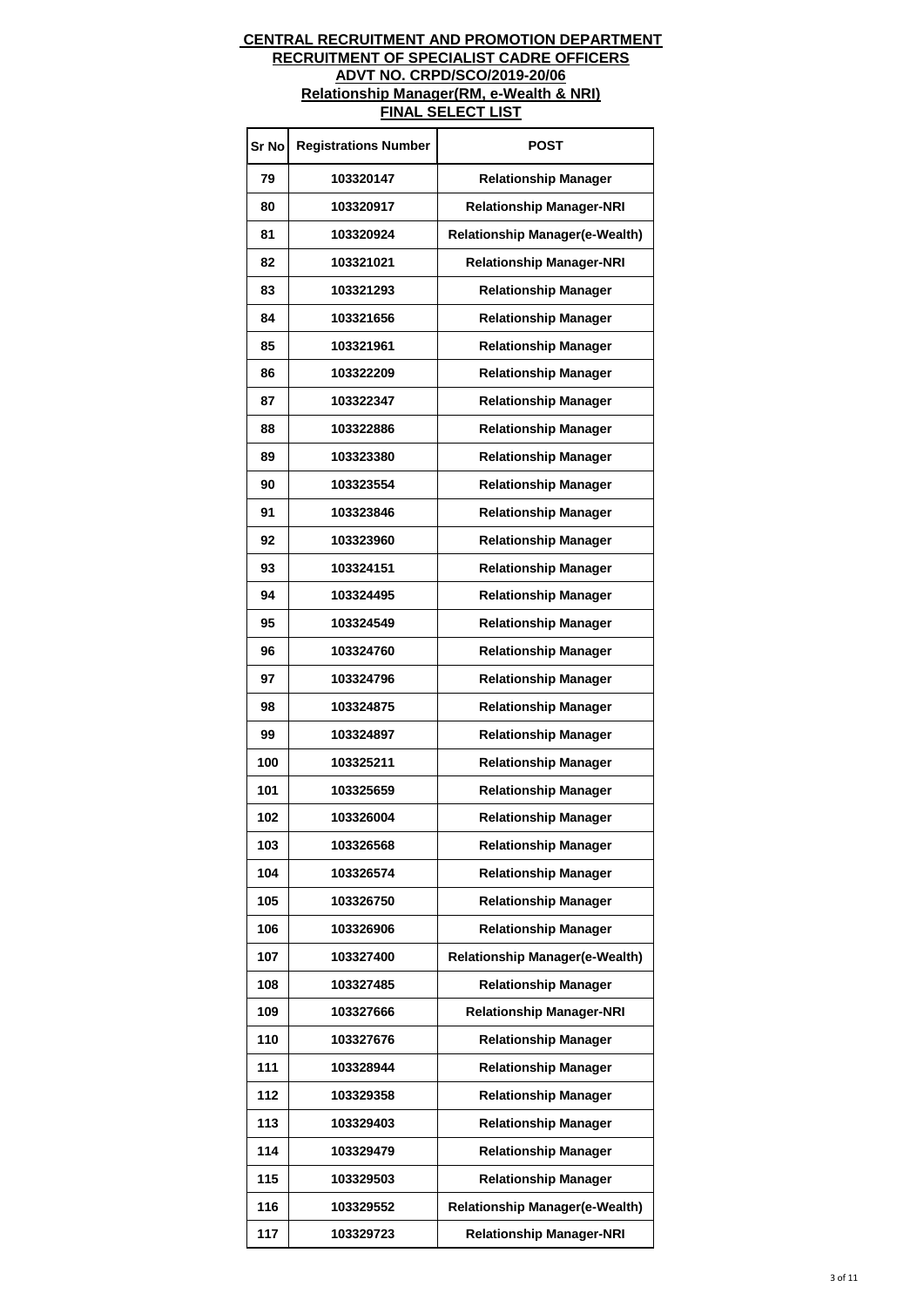**CENTRAL RECRUITMENT AND PROMOTION DEPARTMENT**
**RECRUITMENT OF SPECIALIST CADRE OFFICERS**
**ADVT NO. CRPD/SCO/2019-20/06**
**Relationship Manager(RM, e-Wealth & NRI)**
**FINAL SELECT LIST**

| Sr No | Registrations Number | POST |
|---|---|---|
| 79 | 103320147 | Relationship Manager |
| 80 | 103320917 | Relationship Manager-NRI |
| 81 | 103320924 | Relationship Manager(e-Wealth) |
| 82 | 103321021 | Relationship Manager-NRI |
| 83 | 103321293 | Relationship Manager |
| 84 | 103321656 | Relationship Manager |
| 85 | 103321961 | Relationship Manager |
| 86 | 103322209 | Relationship Manager |
| 87 | 103322347 | Relationship Manager |
| 88 | 103322886 | Relationship Manager |
| 89 | 103323380 | Relationship Manager |
| 90 | 103323554 | Relationship Manager |
| 91 | 103323846 | Relationship Manager |
| 92 | 103323960 | Relationship Manager |
| 93 | 103324151 | Relationship Manager |
| 94 | 103324495 | Relationship Manager |
| 95 | 103324549 | Relationship Manager |
| 96 | 103324760 | Relationship Manager |
| 97 | 103324796 | Relationship Manager |
| 98 | 103324875 | Relationship Manager |
| 99 | 103324897 | Relationship Manager |
| 100 | 103325211 | Relationship Manager |
| 101 | 103325659 | Relationship Manager |
| 102 | 103326004 | Relationship Manager |
| 103 | 103326568 | Relationship Manager |
| 104 | 103326574 | Relationship Manager |
| 105 | 103326750 | Relationship Manager |
| 106 | 103326906 | Relationship Manager |
| 107 | 103327400 | Relationship Manager(e-Wealth) |
| 108 | 103327485 | Relationship Manager |
| 109 | 103327666 | Relationship Manager-NRI |
| 110 | 103327676 | Relationship Manager |
| 111 | 103328944 | Relationship Manager |
| 112 | 103329358 | Relationship Manager |
| 113 | 103329403 | Relationship Manager |
| 114 | 103329479 | Relationship Manager |
| 115 | 103329503 | Relationship Manager |
| 116 | 103329552 | Relationship Manager(e-Wealth) |
| 117 | 103329723 | Relationship Manager-NRI |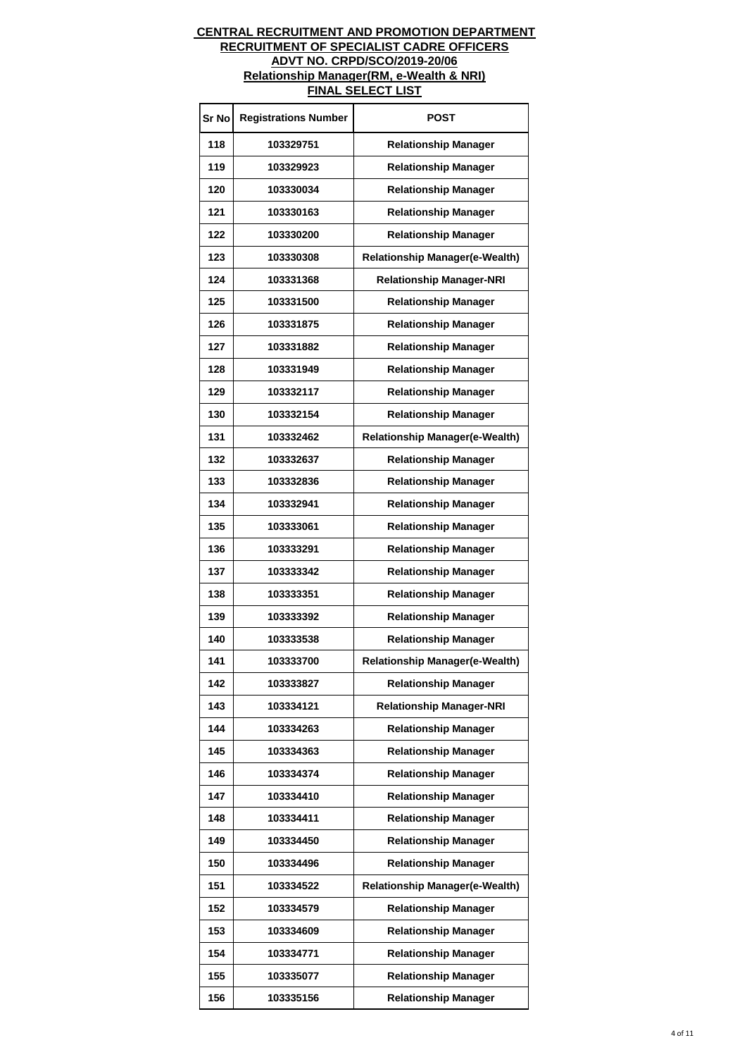**CENTRAL RECRUITMENT AND PROMOTION DEPARTMENT**
**RECRUITMENT OF SPECIALIST CADRE OFFICERS**
**ADVT NO. CRPD/SCO/2019-20/06**
**Relationship Manager(RM, e-Wealth & NRI)**
**FINAL SELECT LIST**

| Sr No | Registrations Number | POST |
|---|---|---|
| 118 | 103329751 | Relationship Manager |
| 119 | 103329923 | Relationship Manager |
| 120 | 103330034 | Relationship Manager |
| 121 | 103330163 | Relationship Manager |
| 122 | 103330200 | Relationship Manager |
| 123 | 103330308 | Relationship Manager(e-Wealth) |
| 124 | 103331368 | Relationship Manager-NRI |
| 125 | 103331500 | Relationship Manager |
| 126 | 103331875 | Relationship Manager |
| 127 | 103331882 | Relationship Manager |
| 128 | 103331949 | Relationship Manager |
| 129 | 103332117 | Relationship Manager |
| 130 | 103332154 | Relationship Manager |
| 131 | 103332462 | Relationship Manager(e-Wealth) |
| 132 | 103332637 | Relationship Manager |
| 133 | 103332836 | Relationship Manager |
| 134 | 103332941 | Relationship Manager |
| 135 | 103333061 | Relationship Manager |
| 136 | 103333291 | Relationship Manager |
| 137 | 103333342 | Relationship Manager |
| 138 | 103333351 | Relationship Manager |
| 139 | 103333392 | Relationship Manager |
| 140 | 103333538 | Relationship Manager |
| 141 | 103333700 | Relationship Manager(e-Wealth) |
| 142 | 103333827 | Relationship Manager |
| 143 | 103334121 | Relationship Manager-NRI |
| 144 | 103334263 | Relationship Manager |
| 145 | 103334363 | Relationship Manager |
| 146 | 103334374 | Relationship Manager |
| 147 | 103334410 | Relationship Manager |
| 148 | 103334411 | Relationship Manager |
| 149 | 103334450 | Relationship Manager |
| 150 | 103334496 | Relationship Manager |
| 151 | 103334522 | Relationship Manager(e-Wealth) |
| 152 | 103334579 | Relationship Manager |
| 153 | 103334609 | Relationship Manager |
| 154 | 103334771 | Relationship Manager |
| 155 | 103335077 | Relationship Manager |
| 156 | 103335156 | Relationship Manager |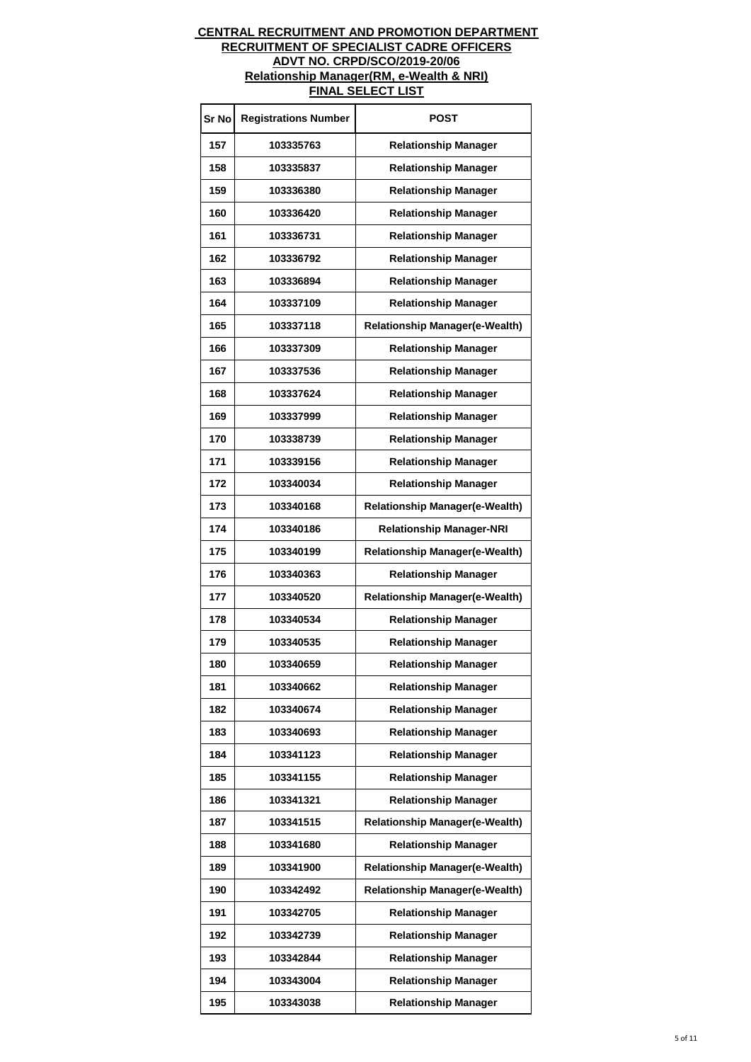**CENTRAL RECRUITMENT AND PROMOTION DEPARTMENT**
**RECRUITMENT OF SPECIALIST CADRE OFFICERS**
**ADVT NO. CRPD/SCO/2019-20/06**
**Relationship Manager(RM, e-Wealth & NRI)**
**FINAL SELECT LIST**

| Sr No | Registrations Number | POST |
|---|---|---|
| 157 | 103335763 | Relationship Manager |
| 158 | 103335837 | Relationship Manager |
| 159 | 103336380 | Relationship Manager |
| 160 | 103336420 | Relationship Manager |
| 161 | 103336731 | Relationship Manager |
| 162 | 103336792 | Relationship Manager |
| 163 | 103336894 | Relationship Manager |
| 164 | 103337109 | Relationship Manager |
| 165 | 103337118 | Relationship Manager(e-Wealth) |
| 166 | 103337309 | Relationship Manager |
| 167 | 103337536 | Relationship Manager |
| 168 | 103337624 | Relationship Manager |
| 169 | 103337999 | Relationship Manager |
| 170 | 103338739 | Relationship Manager |
| 171 | 103339156 | Relationship Manager |
| 172 | 103340034 | Relationship Manager |
| 173 | 103340168 | Relationship Manager(e-Wealth) |
| 174 | 103340186 | Relationship Manager-NRI |
| 175 | 103340199 | Relationship Manager(e-Wealth) |
| 176 | 103340363 | Relationship Manager |
| 177 | 103340520 | Relationship Manager(e-Wealth) |
| 178 | 103340534 | Relationship Manager |
| 179 | 103340535 | Relationship Manager |
| 180 | 103340659 | Relationship Manager |
| 181 | 103340662 | Relationship Manager |
| 182 | 103340674 | Relationship Manager |
| 183 | 103340693 | Relationship Manager |
| 184 | 103341123 | Relationship Manager |
| 185 | 103341155 | Relationship Manager |
| 186 | 103341321 | Relationship Manager |
| 187 | 103341515 | Relationship Manager(e-Wealth) |
| 188 | 103341680 | Relationship Manager |
| 189 | 103341900 | Relationship Manager(e-Wealth) |
| 190 | 103342492 | Relationship Manager(e-Wealth) |
| 191 | 103342705 | Relationship Manager |
| 192 | 103342739 | Relationship Manager |
| 193 | 103342844 | Relationship Manager |
| 194 | 103343004 | Relationship Manager |
| 195 | 103343038 | Relationship Manager |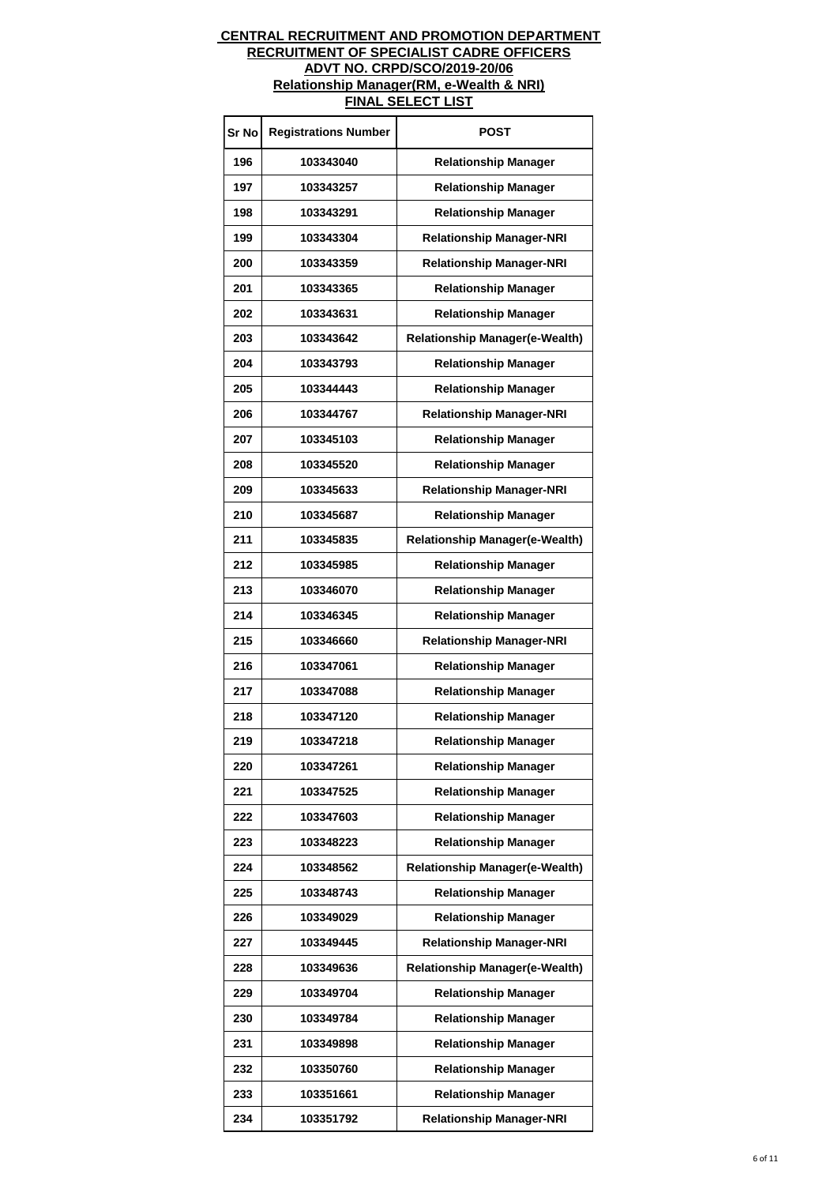**CENTRAL RECRUITMENT AND PROMOTION DEPARTMENT**
**RECRUITMENT OF SPECIALIST CADRE OFFICERS**
**ADVT NO. CRPD/SCO/2019-20/06**
**Relationship Manager(RM, e-Wealth & NRI)**
**FINAL SELECT LIST**

| Sr No | Registrations Number | POST |
|---|---|---|
| 196 | 103343040 | Relationship Manager |
| 197 | 103343257 | Relationship Manager |
| 198 | 103343291 | Relationship Manager |
| 199 | 103343304 | Relationship Manager-NRI |
| 200 | 103343359 | Relationship Manager-NRI |
| 201 | 103343365 | Relationship Manager |
| 202 | 103343631 | Relationship Manager |
| 203 | 103343642 | Relationship Manager(e-Wealth) |
| 204 | 103343793 | Relationship Manager |
| 205 | 103344443 | Relationship Manager |
| 206 | 103344767 | Relationship Manager-NRI |
| 207 | 103345103 | Relationship Manager |
| 208 | 103345520 | Relationship Manager |
| 209 | 103345633 | Relationship Manager-NRI |
| 210 | 103345687 | Relationship Manager |
| 211 | 103345835 | Relationship Manager(e-Wealth) |
| 212 | 103345985 | Relationship Manager |
| 213 | 103346070 | Relationship Manager |
| 214 | 103346345 | Relationship Manager |
| 215 | 103346660 | Relationship Manager-NRI |
| 216 | 103347061 | Relationship Manager |
| 217 | 103347088 | Relationship Manager |
| 218 | 103347120 | Relationship Manager |
| 219 | 103347218 | Relationship Manager |
| 220 | 103347261 | Relationship Manager |
| 221 | 103347525 | Relationship Manager |
| 222 | 103347603 | Relationship Manager |
| 223 | 103348223 | Relationship Manager |
| 224 | 103348562 | Relationship Manager(e-Wealth) |
| 225 | 103348743 | Relationship Manager |
| 226 | 103349029 | Relationship Manager |
| 227 | 103349445 | Relationship Manager-NRI |
| 228 | 103349636 | Relationship Manager(e-Wealth) |
| 229 | 103349704 | Relationship Manager |
| 230 | 103349784 | Relationship Manager |
| 231 | 103349898 | Relationship Manager |
| 232 | 103350760 | Relationship Manager |
| 233 | 103351661 | Relationship Manager |
| 234 | 103351792 | Relationship Manager-NRI |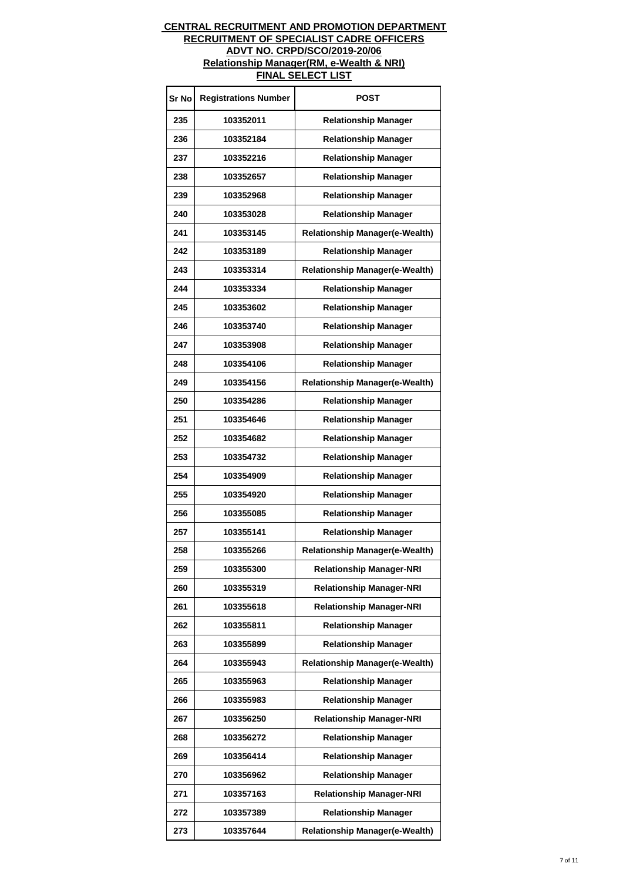**CENTRAL RECRUITMENT AND PROMOTION DEPARTMENT**

**RECRUITMENT OF SPECIALIST CADRE OFFICERS**

**ADVT NO. CRPD/SCO/2019-20/06**

**Relationship Manager(RM, e-Wealth & NRI)**

**FINAL SELECT LIST**

| Sr No | Registrations Number | POST |
|---|---|---|
| 235 | 103352011 | Relationship Manager |
| 236 | 103352184 | Relationship Manager |
| 237 | 103352216 | Relationship Manager |
| 238 | 103352657 | Relationship Manager |
| 239 | 103352968 | Relationship Manager |
| 240 | 103353028 | Relationship Manager |
| 241 | 103353145 | Relationship Manager(e-Wealth) |
| 242 | 103353189 | Relationship Manager |
| 243 | 103353314 | Relationship Manager(e-Wealth) |
| 244 | 103353334 | Relationship Manager |
| 245 | 103353602 | Relationship Manager |
| 246 | 103353740 | Relationship Manager |
| 247 | 103353908 | Relationship Manager |
| 248 | 103354106 | Relationship Manager |
| 249 | 103354156 | Relationship Manager(e-Wealth) |
| 250 | 103354286 | Relationship Manager |
| 251 | 103354646 | Relationship Manager |
| 252 | 103354682 | Relationship Manager |
| 253 | 103354732 | Relationship Manager |
| 254 | 103354909 | Relationship Manager |
| 255 | 103354920 | Relationship Manager |
| 256 | 103355085 | Relationship Manager |
| 257 | 103355141 | Relationship Manager |
| 258 | 103355266 | Relationship Manager(e-Wealth) |
| 259 | 103355300 | Relationship Manager-NRI |
| 260 | 103355319 | Relationship Manager-NRI |
| 261 | 103355618 | Relationship Manager-NRI |
| 262 | 103355811 | Relationship Manager |
| 263 | 103355899 | Relationship Manager |
| 264 | 103355943 | Relationship Manager(e-Wealth) |
| 265 | 103355963 | Relationship Manager |
| 266 | 103355983 | Relationship Manager |
| 267 | 103356250 | Relationship Manager-NRI |
| 268 | 103356272 | Relationship Manager |
| 269 | 103356414 | Relationship Manager |
| 270 | 103356962 | Relationship Manager |
| 271 | 103357163 | Relationship Manager-NRI |
| 272 | 103357389 | Relationship Manager |
| 273 | 103357644 | Relationship Manager(e-Wealth) |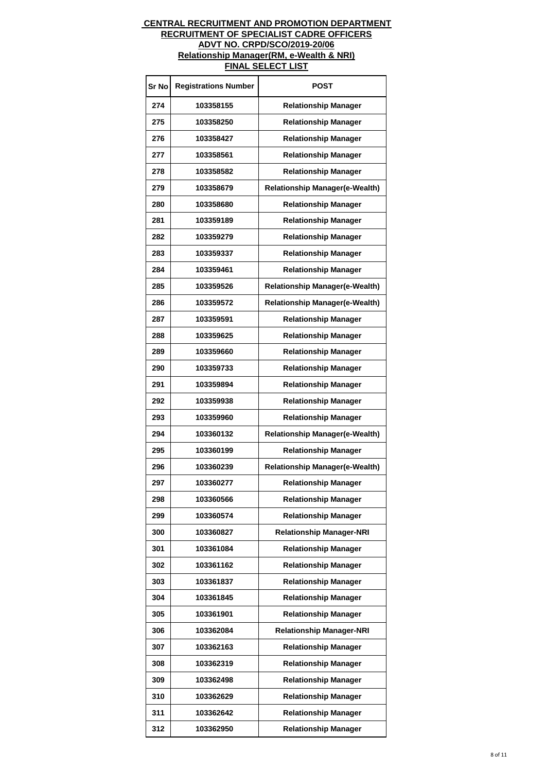**CENTRAL RECRUITMENT AND PROMOTION DEPARTMENT**
**RECRUITMENT OF SPECIALIST CADRE OFFICERS**
**ADVT NO. CRPD/SCO/2019-20/06**
**Relationship Manager(RM, e-Wealth & NRI)**
**FINAL SELECT LIST**

| Sr No | Registrations Number | POST |
|---|---|---|
| 274 | 103358155 | Relationship Manager |
| 275 | 103358250 | Relationship Manager |
| 276 | 103358427 | Relationship Manager |
| 277 | 103358561 | Relationship Manager |
| 278 | 103358582 | Relationship Manager |
| 279 | 103358679 | Relationship Manager(e-Wealth) |
| 280 | 103358680 | Relationship Manager |
| 281 | 103359189 | Relationship Manager |
| 282 | 103359279 | Relationship Manager |
| 283 | 103359337 | Relationship Manager |
| 284 | 103359461 | Relationship Manager |
| 285 | 103359526 | Relationship Manager(e-Wealth) |
| 286 | 103359572 | Relationship Manager(e-Wealth) |
| 287 | 103359591 | Relationship Manager |
| 288 | 103359625 | Relationship Manager |
| 289 | 103359660 | Relationship Manager |
| 290 | 103359733 | Relationship Manager |
| 291 | 103359894 | Relationship Manager |
| 292 | 103359938 | Relationship Manager |
| 293 | 103359960 | Relationship Manager |
| 294 | 103360132 | Relationship Manager(e-Wealth) |
| 295 | 103360199 | Relationship Manager |
| 296 | 103360239 | Relationship Manager(e-Wealth) |
| 297 | 103360277 | Relationship Manager |
| 298 | 103360566 | Relationship Manager |
| 299 | 103360574 | Relationship Manager |
| 300 | 103360827 | Relationship Manager-NRI |
| 301 | 103361084 | Relationship Manager |
| 302 | 103361162 | Relationship Manager |
| 303 | 103361837 | Relationship Manager |
| 304 | 103361845 | Relationship Manager |
| 305 | 103361901 | Relationship Manager |
| 306 | 103362084 | Relationship Manager-NRI |
| 307 | 103362163 | Relationship Manager |
| 308 | 103362319 | Relationship Manager |
| 309 | 103362498 | Relationship Manager |
| 310 | 103362629 | Relationship Manager |
| 311 | 103362642 | Relationship Manager |
| 312 | 103362950 | Relationship Manager |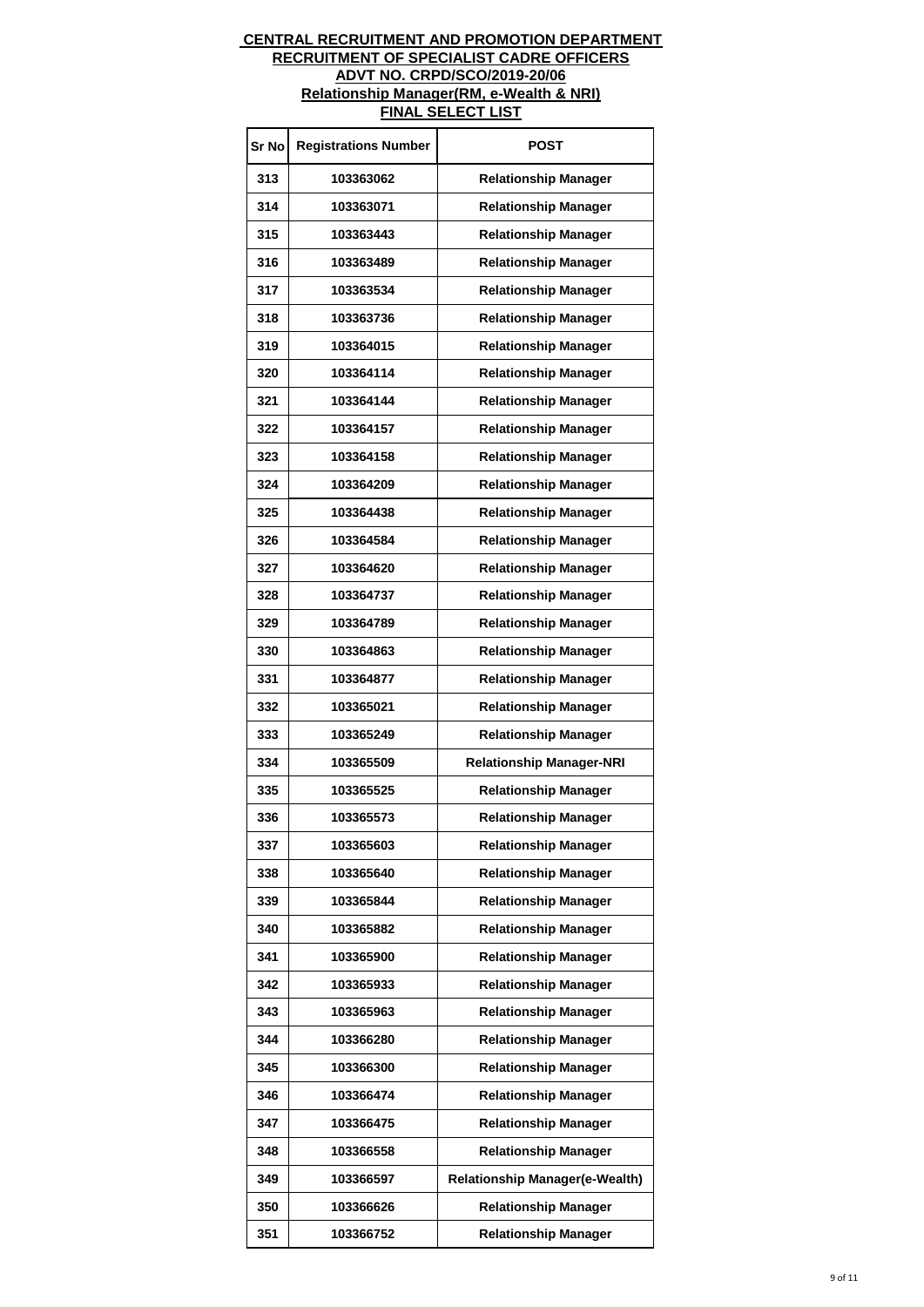**CENTRAL RECRUITMENT AND PROMOTION DEPARTMENT**
**RECRUITMENT OF SPECIALIST CADRE OFFICERS**
**ADVT NO. CRPD/SCO/2019-20/06**
**Relationship Manager(RM, e-Wealth & NRI)**
**FINAL SELECT LIST**

| Sr No | Registrations Number | POST |
|---|---|---|
| 313 | 103363062 | Relationship Manager |
| 314 | 103363071 | Relationship Manager |
| 315 | 103363443 | Relationship Manager |
| 316 | 103363489 | Relationship Manager |
| 317 | 103363534 | Relationship Manager |
| 318 | 103363736 | Relationship Manager |
| 319 | 103364015 | Relationship Manager |
| 320 | 103364114 | Relationship Manager |
| 321 | 103364144 | Relationship Manager |
| 322 | 103364157 | Relationship Manager |
| 323 | 103364158 | Relationship Manager |
| 324 | 103364209 | Relationship Manager |
| 325 | 103364438 | Relationship Manager |
| 326 | 103364584 | Relationship Manager |
| 327 | 103364620 | Relationship Manager |
| 328 | 103364737 | Relationship Manager |
| 329 | 103364789 | Relationship Manager |
| 330 | 103364863 | Relationship Manager |
| 331 | 103364877 | Relationship Manager |
| 332 | 103365021 | Relationship Manager |
| 333 | 103365249 | Relationship Manager |
| 334 | 103365509 | Relationship Manager-NRI |
| 335 | 103365525 | Relationship Manager |
| 336 | 103365573 | Relationship Manager |
| 337 | 103365603 | Relationship Manager |
| 338 | 103365640 | Relationship Manager |
| 339 | 103365844 | Relationship Manager |
| 340 | 103365882 | Relationship Manager |
| 341 | 103365900 | Relationship Manager |
| 342 | 103365933 | Relationship Manager |
| 343 | 103365963 | Relationship Manager |
| 344 | 103366280 | Relationship Manager |
| 345 | 103366300 | Relationship Manager |
| 346 | 103366474 | Relationship Manager |
| 347 | 103366475 | Relationship Manager |
| 348 | 103366558 | Relationship Manager |
| 349 | 103366597 | Relationship Manager(e-Wealth) |
| 350 | 103366626 | Relationship Manager |
| 351 | 103366752 | Relationship Manager |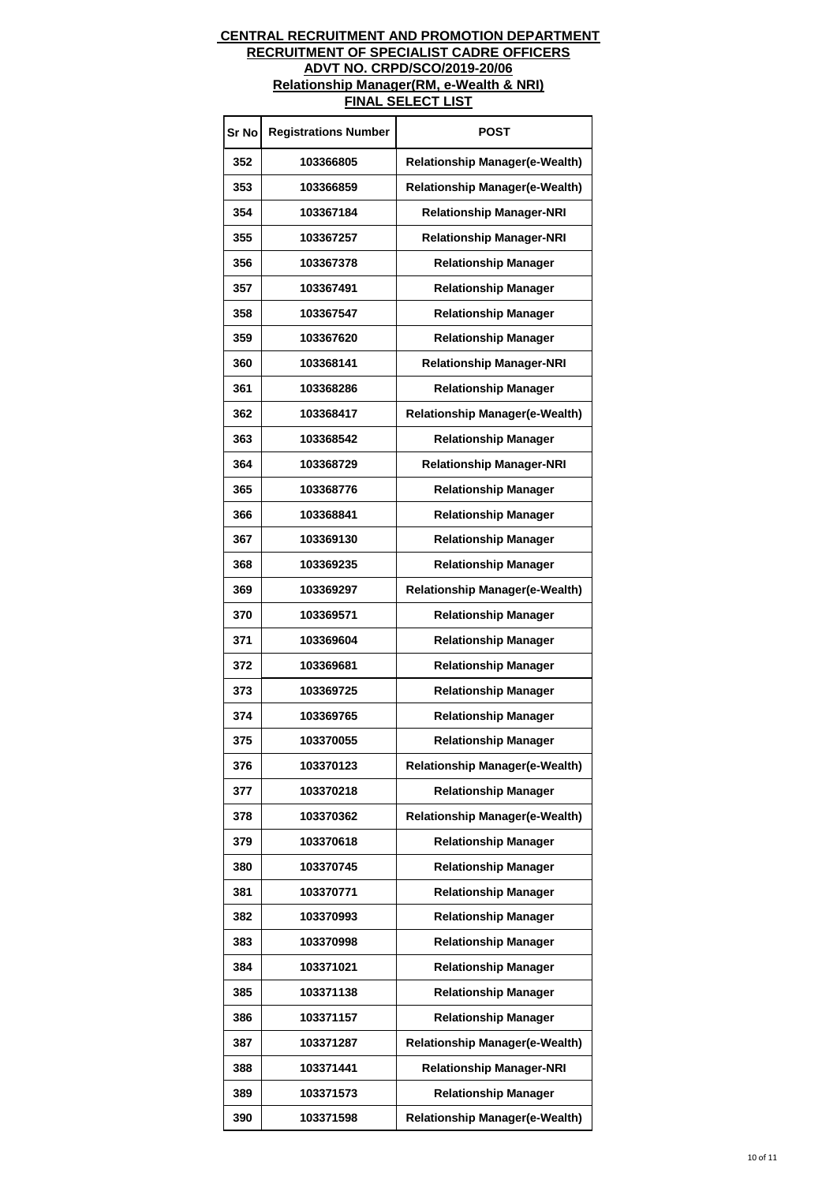**CENTRAL RECRUITMENT AND PROMOTION DEPARTMENT**

**RECRUITMENT OF SPECIALIST CADRE OFFICERS**

**ADVT NO. CRPD/SCO/2019-20/06**

**Relationship Manager(RM, e-Wealth & NRI)**

**FINAL SELECT LIST**

| Sr No | Registrations Number | POST |
|---|---|---|
| 352 | 103366805 | Relationship Manager(e-Wealth) |
| 353 | 103366859 | Relationship Manager(e-Wealth) |
| 354 | 103367184 | Relationship Manager-NRI |
| 355 | 103367257 | Relationship Manager-NRI |
| 356 | 103367378 | Relationship Manager |
| 357 | 103367491 | Relationship Manager |
| 358 | 103367547 | Relationship Manager |
| 359 | 103367620 | Relationship Manager |
| 360 | 103368141 | Relationship Manager-NRI |
| 361 | 103368286 | Relationship Manager |
| 362 | 103368417 | Relationship Manager(e-Wealth) |
| 363 | 103368542 | Relationship Manager |
| 364 | 103368729 | Relationship Manager-NRI |
| 365 | 103368776 | Relationship Manager |
| 366 | 103368841 | Relationship Manager |
| 367 | 103369130 | Relationship Manager |
| 368 | 103369235 | Relationship Manager |
| 369 | 103369297 | Relationship Manager(e-Wealth) |
| 370 | 103369571 | Relationship Manager |
| 371 | 103369604 | Relationship Manager |
| 372 | 103369681 | Relationship Manager |
| 373 | 103369725 | Relationship Manager |
| 374 | 103369765 | Relationship Manager |
| 375 | 103370055 | Relationship Manager |
| 376 | 103370123 | Relationship Manager(e-Wealth) |
| 377 | 103370218 | Relationship Manager |
| 378 | 103370362 | Relationship Manager(e-Wealth) |
| 379 | 103370618 | Relationship Manager |
| 380 | 103370745 | Relationship Manager |
| 381 | 103370771 | Relationship Manager |
| 382 | 103370993 | Relationship Manager |
| 383 | 103370998 | Relationship Manager |
| 384 | 103371021 | Relationship Manager |
| 385 | 103371138 | Relationship Manager |
| 386 | 103371157 | Relationship Manager |
| 387 | 103371287 | Relationship Manager(e-Wealth) |
| 388 | 103371441 | Relationship Manager-NRI |
| 389 | 103371573 | Relationship Manager |
| 390 | 103371598 | Relationship Manager(e-Wealth) |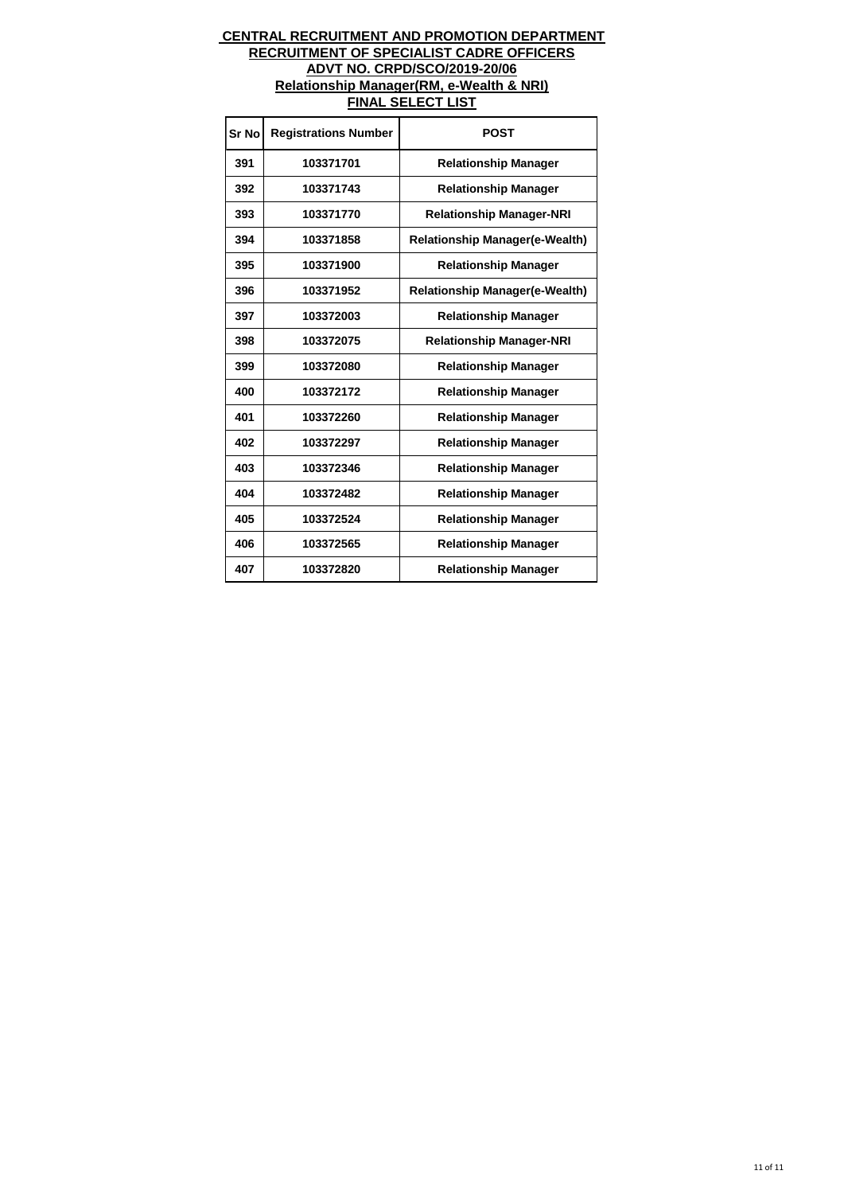**CENTRAL RECRUITMENT AND PROMOTION DEPARTMENT**
**RECRUITMENT OF SPECIALIST CADRE OFFICERS**
**ADVT NO. CRPD/SCO/2019-20/06**
**Relationship Manager(RM, e-Wealth & NRI)**
**FINAL SELECT LIST**

| Sr No | Registrations Number | POST |
|---|---|---|
| 391 | 103371701 | Relationship Manager |
| 392 | 103371743 | Relationship Manager |
| 393 | 103371770 | Relationship Manager-NRI |
| 394 | 103371858 | Relationship Manager(e-Wealth) |
| 395 | 103371900 | Relationship Manager |
| 396 | 103371952 | Relationship Manager(e-Wealth) |
| 397 | 103372003 | Relationship Manager |
| 398 | 103372075 | Relationship Manager-NRI |
| 399 | 103372080 | Relationship Manager |
| 400 | 103372172 | Relationship Manager |
| 401 | 103372260 | Relationship Manager |
| 402 | 103372297 | Relationship Manager |
| 403 | 103372346 | Relationship Manager |
| 404 | 103372482 | Relationship Manager |
| 405 | 103372524 | Relationship Manager |
| 406 | 103372565 | Relationship Manager |
| 407 | 103372820 | Relationship Manager |